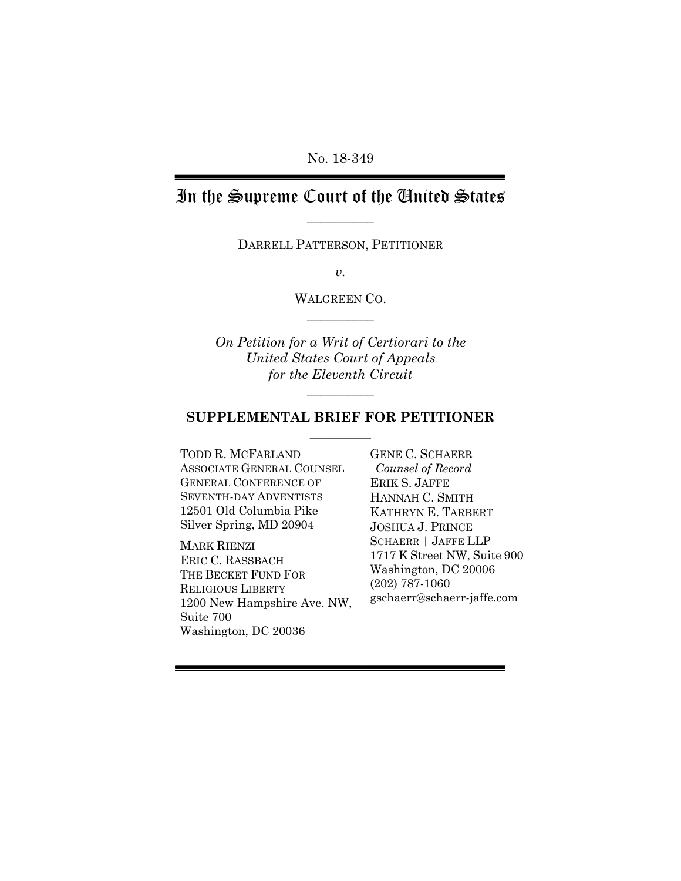No. 18-349

# In the Supreme Court of the United States

---

DARRELL PATTERSON, PETITIONER

*v.*

WALGREEN CO.

---

*On Petition for a Writ of Certiorari to the United States Court of Appeals for the Eleventh Circuit*

---

## SUPPLEMENTAL BRIEF FOR PETITIONER

---

GENE C. SCHAERR
*Counsel of Record*
ERIK S. JAFFE
HANNAH C. SMITH
KATHRYN E. TARBERT
JOSHUA J. PRINCE
SCHAERR | JAFFE LLP
1717 K Street NW, Suite 900
Washington, DC 20006
(202) 787-1060
gschaerr@schaerr-jaffe.com

TODD R. MCFARLAND
ASSOCIATE GENERAL COUNSEL
GENERAL CONFERENCE OF SEVENTH-DAY ADVENTISTS
12501 Old Columbia Pike
Silver Spring, MD 20904

MARK RIENZI
ERIC C. RASSBACH
THE BECKET FUND FOR RELIGIOUS LIBERTY
1200 New Hampshire Ave. NW, Suite 700
Washington, DC 20036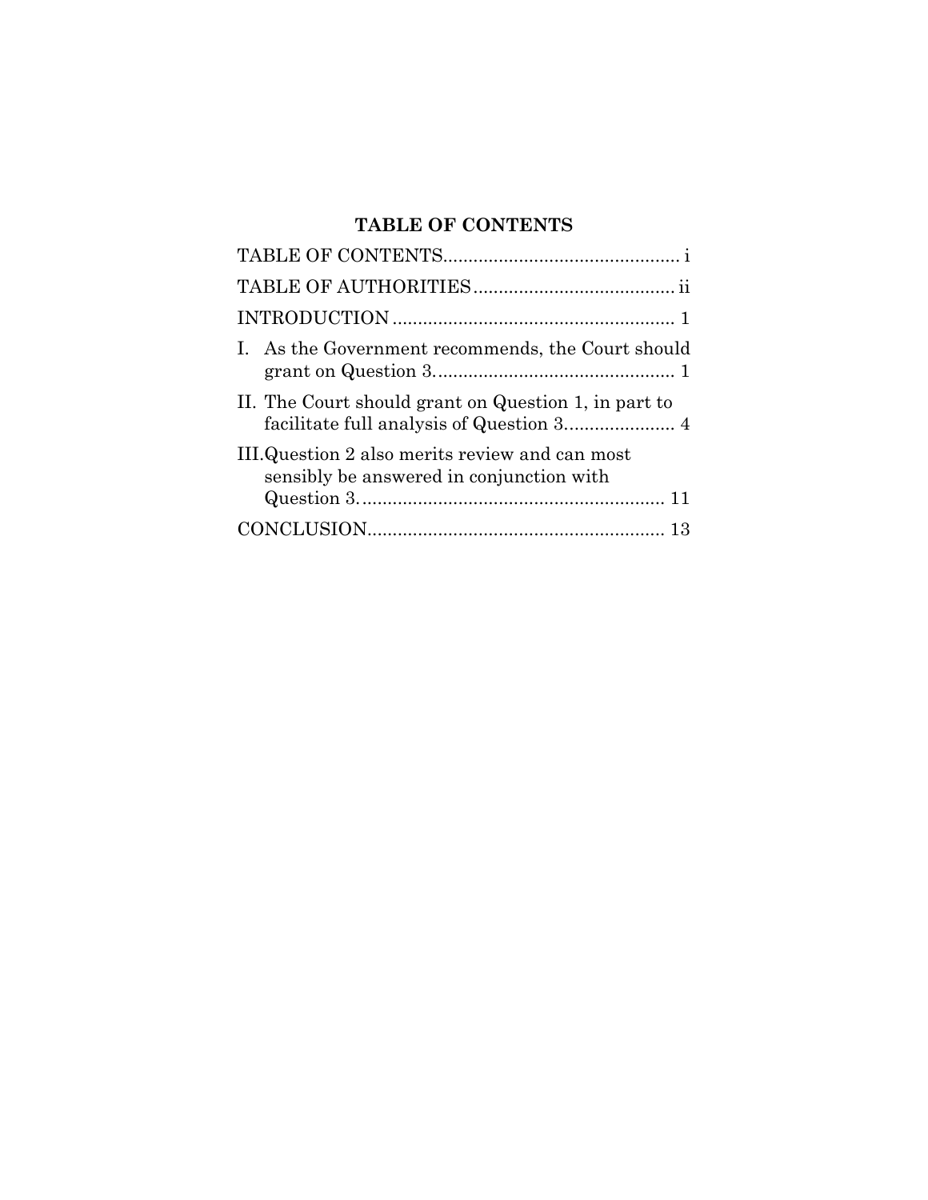## TABLE OF CONTENTS

TABLE OF CONTENTS .............................................. i

TABLE OF AUTHORITIES ........................................ ii

INTRODUCTION ....................................................... 1

I. As the Government recommends, the Court should grant on Question 3. ............................................... 1

II. The Court should grant on Question 1, in part to facilitate full analysis of Question 3. ..................... 4

III. Question 2 also merits review and can most sensibly be answered in conjunction with Question 3. ........................................................... 11

CONCLUSION .......................................................... 13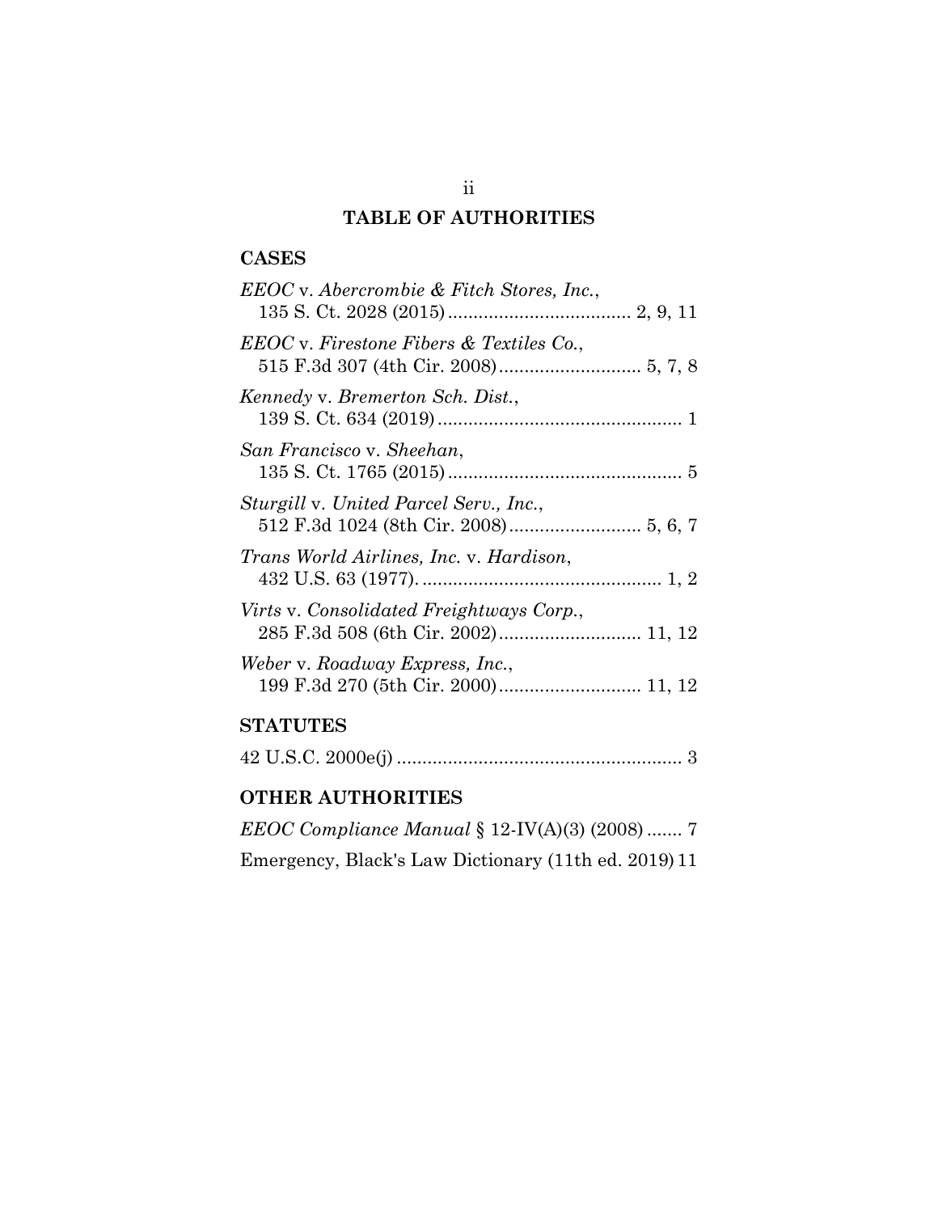## TABLE OF AUTHORITIES

### CASES

*EEOC* v. *Abercrombie & Fitch Stores, Inc.*, 135 S. Ct. 2028 (2015) .................................... 2, 9, 11

*EEOC* v. *Firestone Fibers & Textiles Co.*, 515 F.3d 307 (4th Cir. 2008) ............................ 5, 7, 8

*Kennedy* v. *Bremerton Sch. Dist.*, 139 S. Ct. 634 (2019) ................................................ 1

*San Francisco* v. *Sheehan*, 135 S. Ct. 1765 (2015) .............................................. 5

*Sturgill* v. *United Parcel Serv., Inc.*, 512 F.3d 1024 (8th Cir. 2008) .......................... 5, 6, 7

*Trans World Airlines, Inc.* v. *Hardison*, 432 U.S. 63 (1977). .............................................. 1, 2

*Virts* v. *Consolidated Freightways Corp.*, 285 F.3d 508 (6th Cir. 2002) ............................ 11, 12

*Weber* v. *Roadway Express, Inc.*, 199 F.3d 270 (5th Cir. 2000) ............................ 11, 12

### STATUTES

42 U.S.C. 2000e(j) ........................................................ 3

### OTHER AUTHORITIES

*EEOC Compliance Manual* § 12-IV(A)(3) (2008) ....... 7

Emergency, Black's Law Dictionary (11th ed. 2019) 11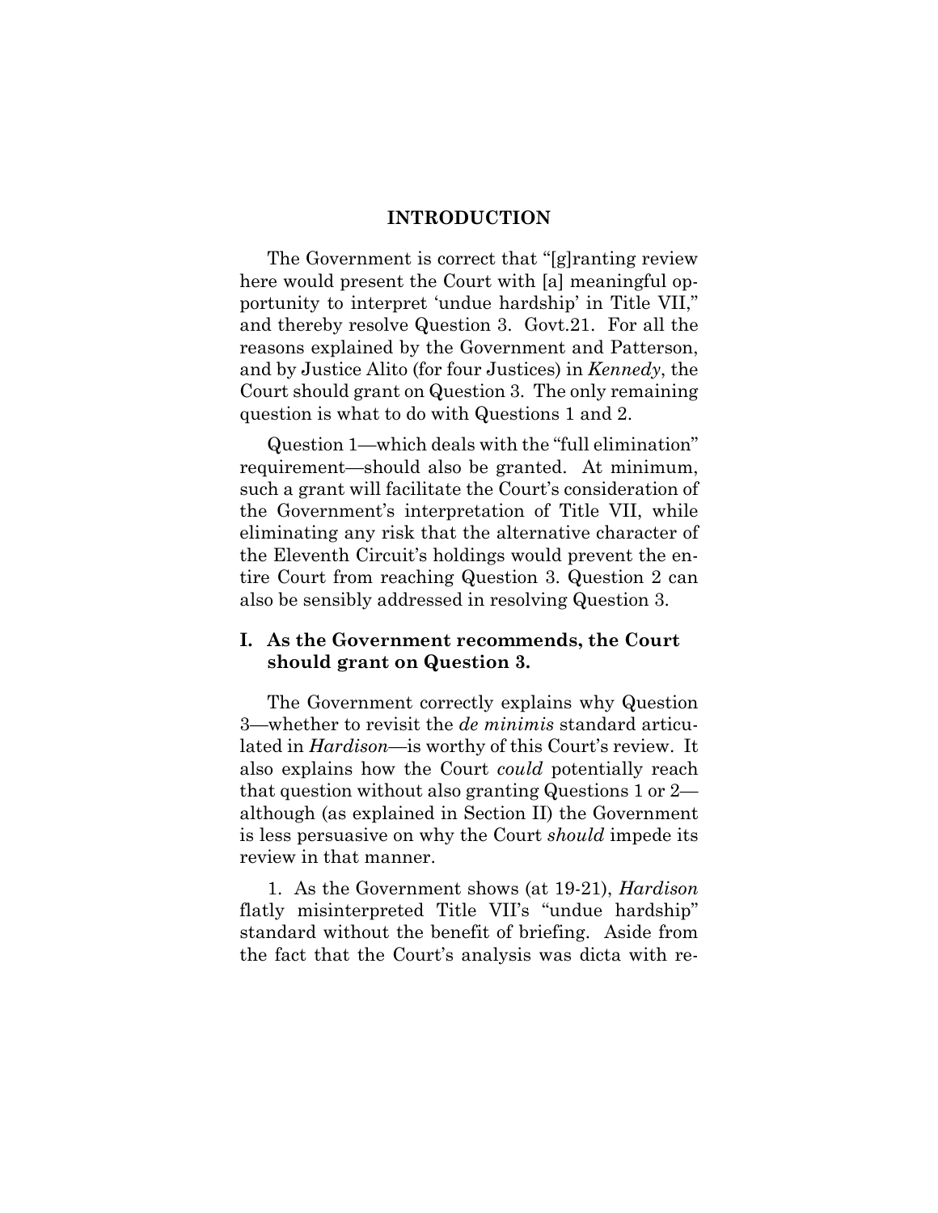## INTRODUCTION

The Government is correct that "[g]ranting review here would present the Court with [a] meaningful opportunity to interpret 'undue hardship' in Title VII," and thereby resolve Question 3. Govt.21. For all the reasons explained by the Government and Patterson, and by Justice Alito (for four Justices) in *Kennedy*, the Court should grant on Question 3. The only remaining question is what to do with Questions 1 and 2.

Question 1—which deals with the "full elimination" requirement—should also be granted. At minimum, such a grant will facilitate the Court's consideration of the Government's interpretation of Title VII, while eliminating any risk that the alternative character of the Eleventh Circuit's holdings would prevent the entire Court from reaching Question 3. Question 2 can also be sensibly addressed in resolving Question 3.

### I. As the Government recommends, the Court should grant on Question 3.

The Government correctly explains why Question 3—whether to revisit the *de minimis* standard articulated in *Hardison*—is worthy of this Court's review. It also explains how the Court *could* potentially reach that question without also granting Questions 1 or 2—although (as explained in Section II) the Government is less persuasive on why the Court *should* impede its review in that manner.

1. As the Government shows (at 19-21), *Hardison* flatly misinterpreted Title VII's "undue hardship" standard without the benefit of briefing. Aside from the fact that the Court's analysis was dicta with re-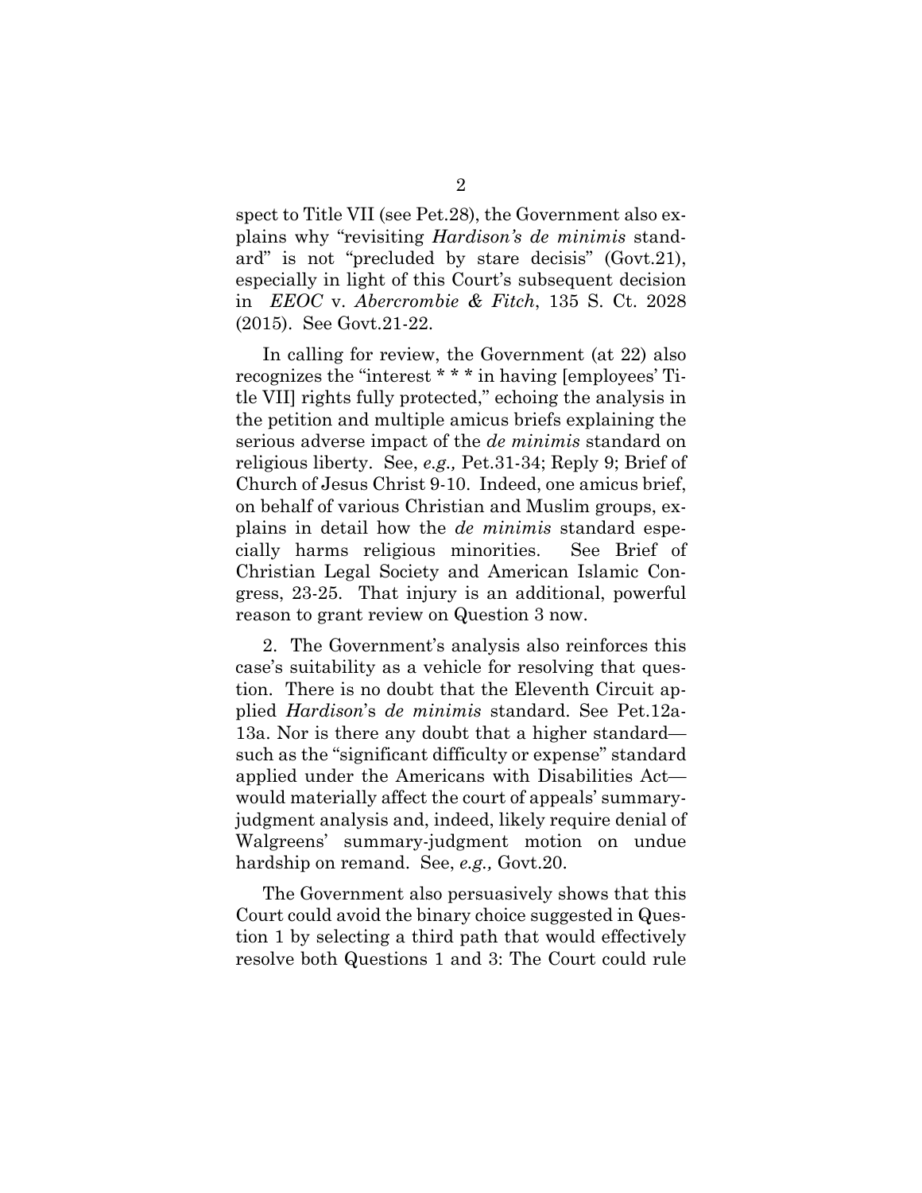spect to Title VII (see Pet.28), the Government also explains why "revisiting *Hardison's de minimis* standard" is not "precluded by stare decisis" (Govt.21), especially in light of this Court's subsequent decision in *EEOC* v. *Abercrombie & Fitch*, 135 S. Ct. 2028 (2015). See Govt.21-22.

In calling for review, the Government (at 22) also recognizes the "interest * * * in having [employees' Title VII] rights fully protected," echoing the analysis in the petition and multiple amicus briefs explaining the serious adverse impact of the *de minimis* standard on religious liberty. See, *e.g.,* Pet.31-34; Reply 9; Brief of Church of Jesus Christ 9-10. Indeed, one amicus brief, on behalf of various Christian and Muslim groups, explains in detail how the *de minimis* standard especially harms religious minorities. See Brief of Christian Legal Society and American Islamic Congress, 23-25. That injury is an additional, powerful reason to grant review on Question 3 now.

2. The Government's analysis also reinforces this case's suitability as a vehicle for resolving that question. There is no doubt that the Eleventh Circuit applied *Hardison*'s *de minimis* standard. See Pet.12a-13a. Nor is there any doubt that a higher standard—such as the "significant difficulty or expense" standard applied under the Americans with Disabilities Act—would materially affect the court of appeals' summary-judgment analysis and, indeed, likely require denial of Walgreens' summary-judgment motion on undue hardship on remand. See, *e.g.,* Govt.20.

The Government also persuasively shows that this Court could avoid the binary choice suggested in Question 1 by selecting a third path that would effectively resolve both Questions 1 and 3: The Court could rule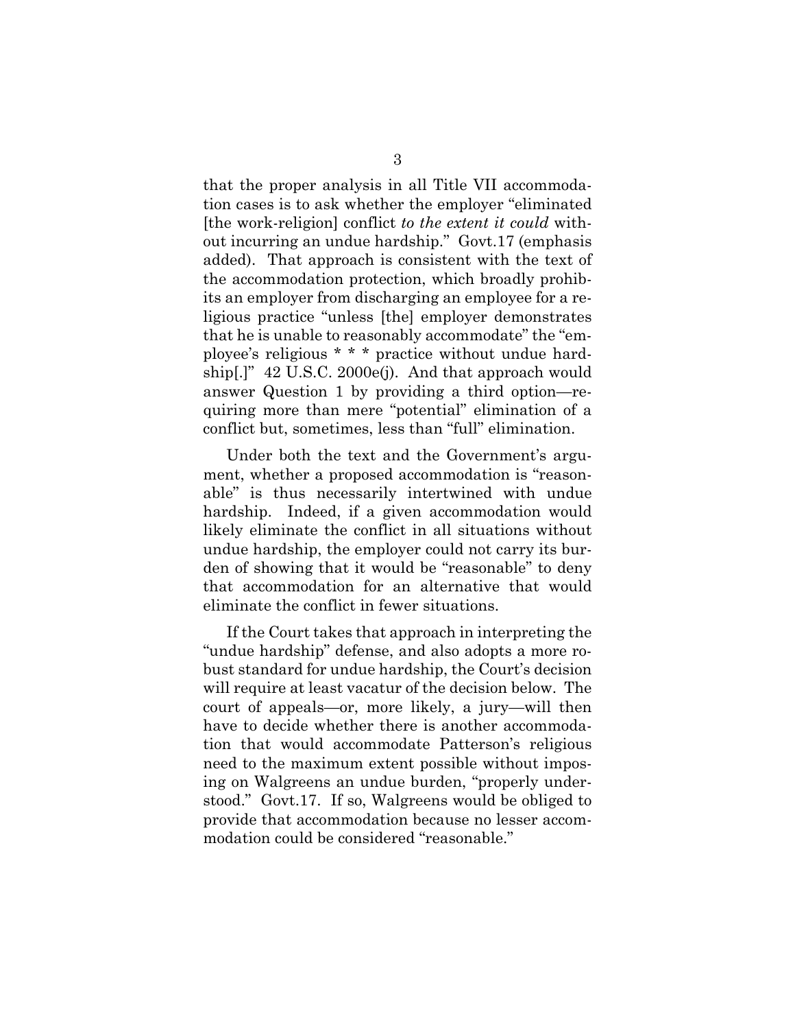that the proper analysis in all Title VII accommodation cases is to ask whether the employer "eliminated [the work-religion] conflict *to the extent it could* without incurring an undue hardship." Govt.17 (emphasis added). That approach is consistent with the text of the accommodation protection, which broadly prohibits an employer from discharging an employee for a religious practice "unless [the] employer demonstrates that he is unable to reasonably accommodate" the "employee's religious * * * practice without undue hardship[.]" 42 U.S.C. 2000e(j). And that approach would answer Question 1 by providing a third option—requiring more than mere "potential" elimination of a conflict but, sometimes, less than "full" elimination.

Under both the text and the Government's argument, whether a proposed accommodation is "reasonable" is thus necessarily intertwined with undue hardship. Indeed, if a given accommodation would likely eliminate the conflict in all situations without undue hardship, the employer could not carry its burden of showing that it would be "reasonable" to deny that accommodation for an alternative that would eliminate the conflict in fewer situations.

If the Court takes that approach in interpreting the "undue hardship" defense, and also adopts a more robust standard for undue hardship, the Court's decision will require at least vacatur of the decision below. The court of appeals—or, more likely, a jury—will then have to decide whether there is another accommodation that would accommodate Patterson's religious need to the maximum extent possible without imposing on Walgreens an undue burden, "properly understood." Govt.17. If so, Walgreens would be obliged to provide that accommodation because no lesser accommodation could be considered "reasonable."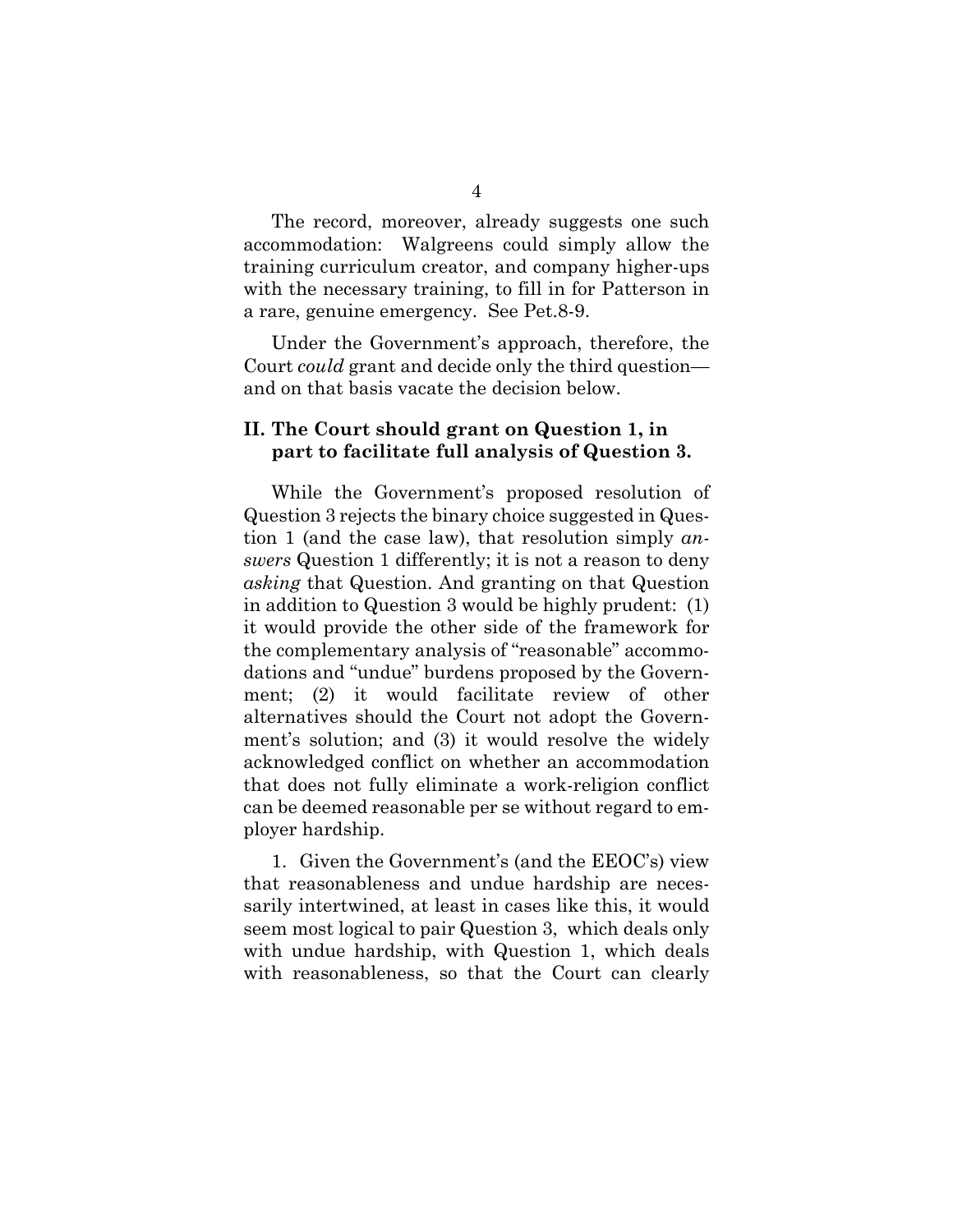The record, moreover, already suggests one such accommodation: Walgreens could simply allow the training curriculum creator, and company higher-ups with the necessary training, to fill in for Patterson in a rare, genuine emergency. See Pet.8-9.

Under the Government's approach, therefore, the Court *could* grant and decide only the third question—and on that basis vacate the decision below.

## II. The Court should grant on Question 1, in part to facilitate full analysis of Question 3.

While the Government's proposed resolution of Question 3 rejects the binary choice suggested in Question 1 (and the case law), that resolution simply *answers* Question 1 differently; it is not a reason to deny *asking* that Question. And granting on that Question in addition to Question 3 would be highly prudent: (1) it would provide the other side of the framework for the complementary analysis of "reasonable" accommodations and "undue" burdens proposed by the Government; (2) it would facilitate review of other alternatives should the Court not adopt the Government's solution; and (3) it would resolve the widely acknowledged conflict on whether an accommodation that does not fully eliminate a work-religion conflict can be deemed reasonable per se without regard to employer hardship.

1. Given the Government's (and the EEOC's) view that reasonableness and undue hardship are necessarily intertwined, at least in cases like this, it would seem most logical to pair Question 3, which deals only with undue hardship, with Question 1, which deals with reasonableness, so that the Court can clearly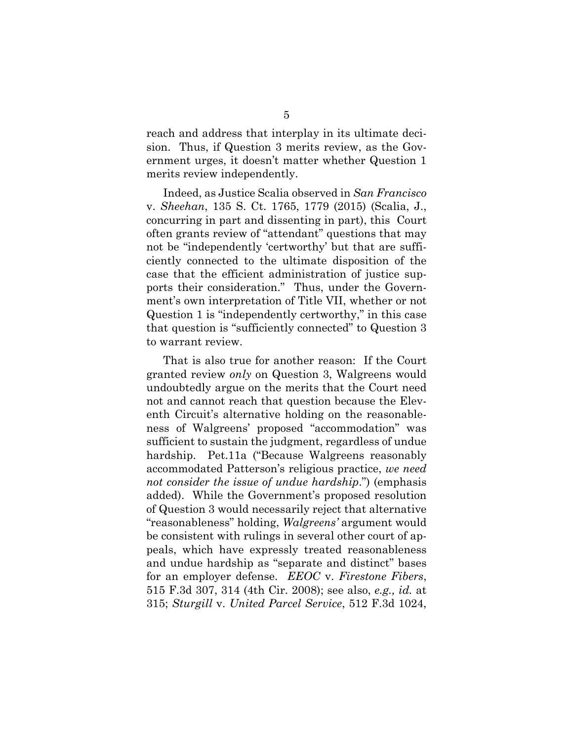reach and address that interplay in its ultimate decision. Thus, if Question 3 merits review, as the Government urges, it doesn't matter whether Question 1 merits review independently.

Indeed, as Justice Scalia observed in *San Francisco* v. *Sheehan*, 135 S. Ct. 1765, 1779 (2015) (Scalia, J., concurring in part and dissenting in part), this Court often grants review of "attendant" questions that may not be "independently 'certworthy' but that are sufficiently connected to the ultimate disposition of the case that the efficient administration of justice supports their consideration." Thus, under the Government's own interpretation of Title VII, whether or not Question 1 is "independently certworthy," in this case that question is "sufficiently connected" to Question 3 to warrant review.

That is also true for another reason: If the Court granted review *only* on Question 3, Walgreens would undoubtedly argue on the merits that the Court need not and cannot reach that question because the Eleventh Circuit's alternative holding on the reasonableness of Walgreens' proposed "accommodation" was sufficient to sustain the judgment, regardless of undue hardship. Pet.11a ("Because Walgreens reasonably accommodated Patterson's religious practice, *we need not consider the issue of undue hardship*.") (emphasis added). While the Government's proposed resolution of Question 3 would necessarily reject that alternative "reasonableness" holding, *Walgreens'* argument would be consistent with rulings in several other court of appeals, which have expressly treated reasonableness and undue hardship as "separate and distinct" bases for an employer defense. *EEOC* v. *Firestone Fibers*, 515 F.3d 307, 314 (4th Cir. 2008); see also, *e.g., id.* at 315; *Sturgill* v. *United Parcel Service*, 512 F.3d 1024,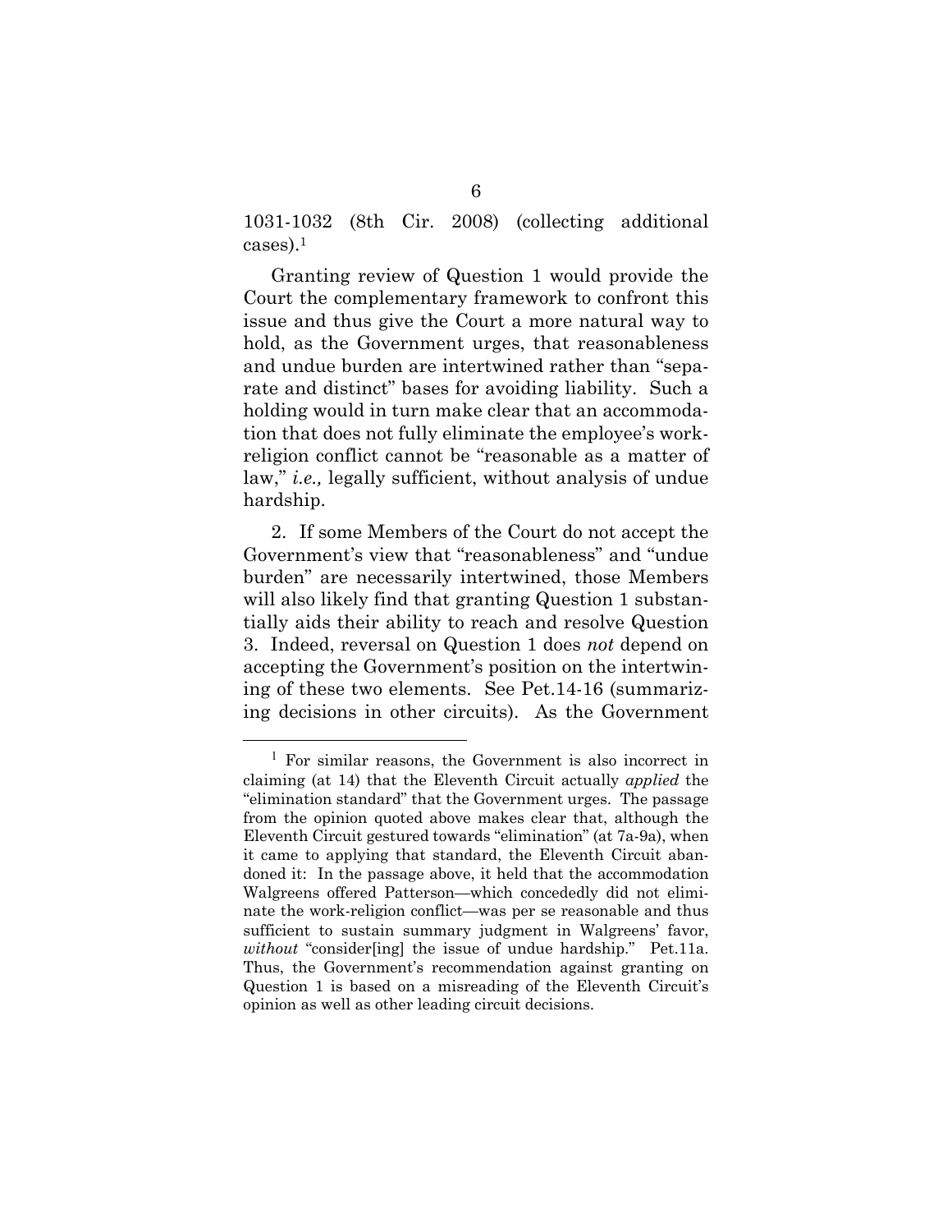1031-1032 (8th Cir. 2008) (collecting additional cases).[1]

Granting review of Question 1 would provide the Court the complementary framework to confront this issue and thus give the Court a more natural way to hold, as the Government urges, that reasonableness and undue burden are intertwined rather than "separate and distinct" bases for avoiding liability. Such a holding would in turn make clear that an accommodation that does not fully eliminate the employee's work-religion conflict cannot be "reasonable as a matter of law," *i.e.,* legally sufficient, without analysis of undue hardship.

2. If some Members of the Court do not accept the Government's view that "reasonableness" and "undue burden" are necessarily intertwined, those Members will also likely find that granting Question 1 substantially aids their ability to reach and resolve Question 3. Indeed, reversal on Question 1 does *not* depend on accepting the Government's position on the intertwining of these two elements. See Pet.14-16 (summarizing decisions in other circuits). As the Government

---

[1] For similar reasons, the Government is also incorrect in claiming (at 14) that the Eleventh Circuit actually *applied* the "elimination standard" that the Government urges. The passage from the opinion quoted above makes clear that, although the Eleventh Circuit gestured towards "elimination" (at 7a-9a), when it came to applying that standard, the Eleventh Circuit abandoned it: In the passage above, it held that the accommodation Walgreens offered Patterson—which concededly did not eliminate the work-religion conflict—was per se reasonable and thus sufficient to sustain summary judgment in Walgreens' favor, *without* "consider[ing] the issue of undue hardship." Pet.11a. Thus, the Government's recommendation against granting on Question 1 is based on a misreading of the Eleventh Circuit's opinion as well as other leading circuit decisions.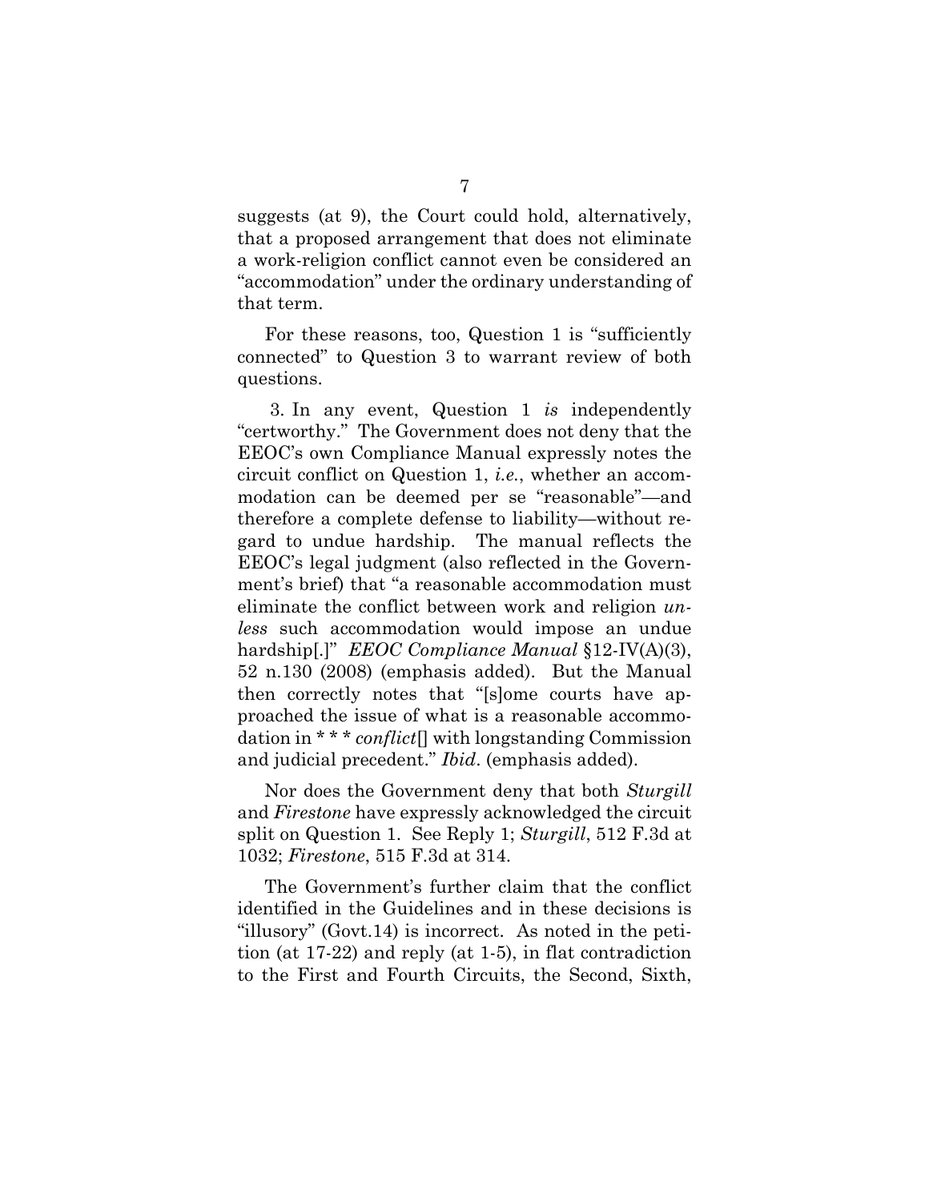suggests (at 9), the Court could hold, alternatively, that a proposed arrangement that does not eliminate a work-religion conflict cannot even be considered an "accommodation" under the ordinary understanding of that term.

For these reasons, too, Question 1 is "sufficiently connected" to Question 3 to warrant review of both questions.

3. In any event, Question 1 *is* independently "certworthy." The Government does not deny that the EEOC's own Compliance Manual expressly notes the circuit conflict on Question 1, *i.e.*, whether an accommodation can be deemed per se "reasonable"—and therefore a complete defense to liability—without regard to undue hardship. The manual reflects the EEOC's legal judgment (also reflected in the Government's brief) that "a reasonable accommodation must eliminate the conflict between work and religion *unless* such accommodation would impose an undue hardship[.]" *EEOC Compliance Manual* §12-IV(A)(3), 52 n.130 (2008) (emphasis added). But the Manual then correctly notes that "[s]ome courts have approached the issue of what is a reasonable accommodation in * * * *conflict*[] with longstanding Commission and judicial precedent." *Ibid*. (emphasis added).

Nor does the Government deny that both *Sturgill* and *Firestone* have expressly acknowledged the circuit split on Question 1. See Reply 1; *Sturgill*, 512 F.3d at 1032; *Firestone*, 515 F.3d at 314.

The Government's further claim that the conflict identified in the Guidelines and in these decisions is "illusory" (Govt.14) is incorrect. As noted in the petition (at 17-22) and reply (at 1-5), in flat contradiction to the First and Fourth Circuits, the Second, Sixth,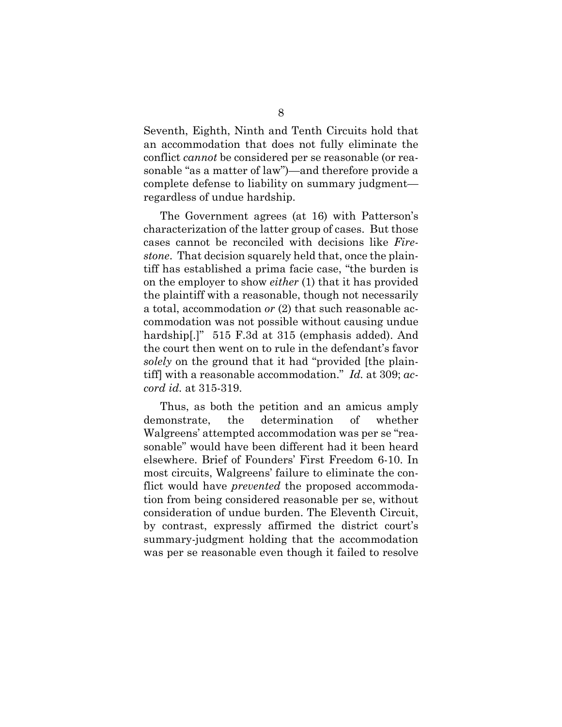Seventh, Eighth, Ninth and Tenth Circuits hold that an accommodation that does not fully eliminate the conflict *cannot* be considered per se reasonable (or reasonable "as a matter of law")—and therefore provide a complete defense to liability on summary judgment—regardless of undue hardship.

The Government agrees (at 16) with Patterson's characterization of the latter group of cases. But those cases cannot be reconciled with decisions like *Firestone*. That decision squarely held that, once the plaintiff has established a prima facie case, "the burden is on the employer to show *either* (1) that it has provided the plaintiff with a reasonable, though not necessarily a total, accommodation *or* (2) that such reasonable accommodation was not possible without causing undue hardship[.]" 515 F.3d at 315 (emphasis added). And the court then went on to rule in the defendant's favor *solely* on the ground that it had "provided [the plaintiff] with a reasonable accommodation." *Id.* at 309; *accord id.* at 315-319.

Thus, as both the petition and an amicus amply demonstrate, the determination of whether Walgreens' attempted accommodation was per se "reasonable" would have been different had it been heard elsewhere. Brief of Founders' First Freedom 6-10. In most circuits, Walgreens' failure to eliminate the conflict would have *prevented* the proposed accommodation from being considered reasonable per se, without consideration of undue burden. The Eleventh Circuit, by contrast, expressly affirmed the district court's summary-judgment holding that the accommodation was per se reasonable even though it failed to resolve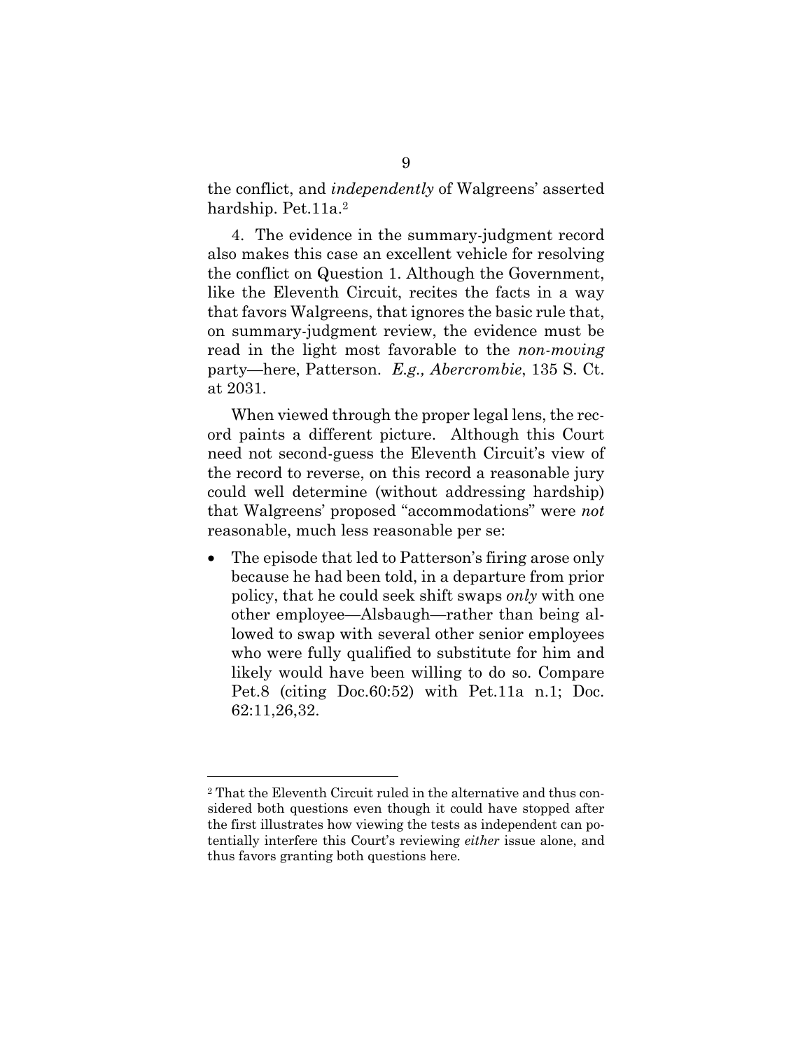the conflict, and *independently* of Walgreens' asserted hardship. Pet.11a.[2]

4. The evidence in the summary-judgment record also makes this case an excellent vehicle for resolving the conflict on Question 1. Although the Government, like the Eleventh Circuit, recites the facts in a way that favors Walgreens, that ignores the basic rule that, on summary-judgment review, the evidence must be read in the light most favorable to the *non-moving* party—here, Patterson. *E.g., Abercrombie*, 135 S. Ct. at 2031.

When viewed through the proper legal lens, the record paints a different picture. Although this Court need not second-guess the Eleventh Circuit's view of the record to reverse, on this record a reasonable jury could well determine (without addressing hardship) that Walgreens' proposed "accommodations" were *not* reasonable, much less reasonable per se:

- The episode that led to Patterson's firing arose only because he had been told, in a departure from prior policy, that he could seek shift swaps *only* with one other employee—Alsbaugh—rather than being allowed to swap with several other senior employees who were fully qualified to substitute for him and likely would have been willing to do so. Compare Pet.8 (citing Doc.60:52) with Pet.11a n.1; Doc. 62:11,26,32.

[2] That the Eleventh Circuit ruled in the alternative and thus considered both questions even though it could have stopped after the first illustrates how viewing the tests as independent can potentially interfere this Court's reviewing *either* issue alone, and thus favors granting both questions here.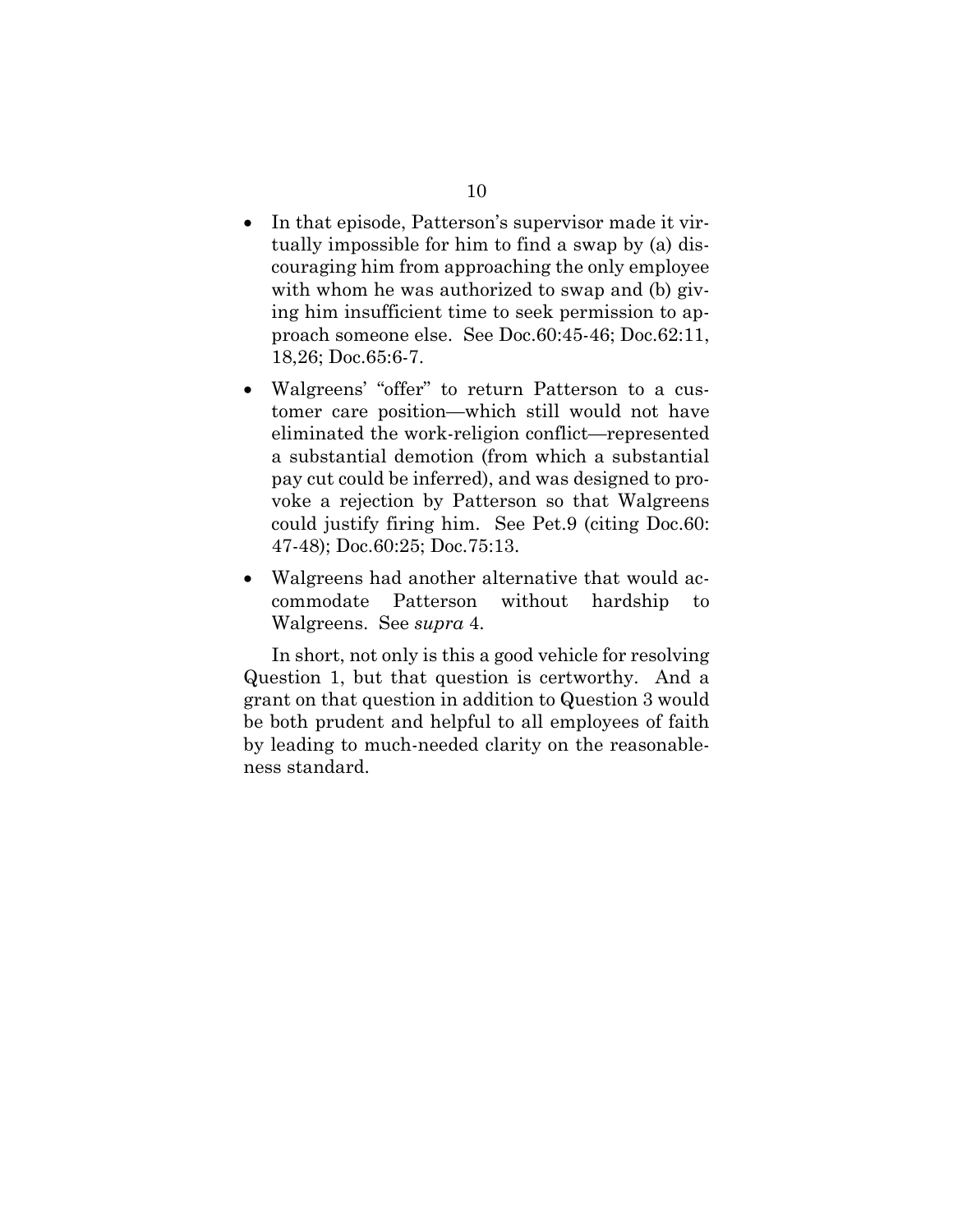- In that episode, Patterson's supervisor made it virtually impossible for him to find a swap by (a) discouraging him from approaching the only employee with whom he was authorized to swap and (b) giving him insufficient time to seek permission to approach someone else. See Doc.60:45-46; Doc.62:11, 18,26; Doc.65:6-7.
- Walgreens' "offer" to return Patterson to a customer care position—which still would not have eliminated the work-religion conflict—represented a substantial demotion (from which a substantial pay cut could be inferred), and was designed to provoke a rejection by Patterson so that Walgreens could justify firing him. See Pet.9 (citing Doc.60: 47-48); Doc.60:25; Doc.75:13.
- Walgreens had another alternative that would accommodate Patterson without hardship to Walgreens. See *supra* 4.

In short, not only is this a good vehicle for resolving Question 1, but that question is certworthy. And a grant on that question in addition to Question 3 would be both prudent and helpful to all employees of faith by leading to much-needed clarity on the reasonableness standard.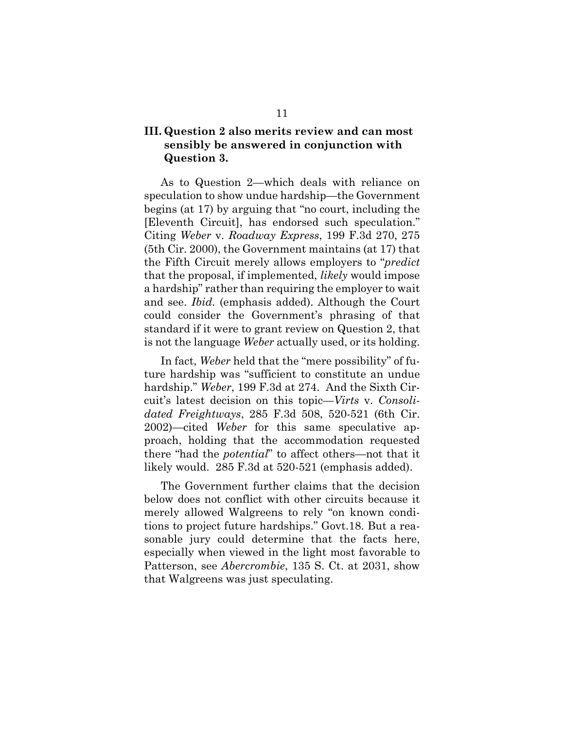## III. Question 2 also merits review and can most sensibly be answered in conjunction with Question 3.

As to Question 2—which deals with reliance on speculation to show undue hardship—the Government begins (at 17) by arguing that "no court, including the [Eleventh Circuit], has endorsed such speculation." Citing *Weber* v. *Roadway Express*, 199 F.3d 270, 275 (5th Cir. 2000), the Government maintains (at 17) that the Fifth Circuit merely allows employers to "*predict* that the proposal, if implemented, *likely* would impose a hardship" rather than requiring the employer to wait and see. *Ibid.* (emphasis added). Although the Court could consider the Government's phrasing of that standard if it were to grant review on Question 2, that is not the language *Weber* actually used, or its holding.

In fact, *Weber* held that the "mere possibility" of future hardship was "sufficient to constitute an undue hardship." *Weber*, 199 F.3d at 274. And the Sixth Circuit's latest decision on this topic—*Virts* v. *Consolidated Freightways*, 285 F.3d 508, 520-521 (6th Cir. 2002)—cited *Weber* for this same speculative approach, holding that the accommodation requested there "had the *potential*" to affect others—not that it likely would. 285 F.3d at 520-521 (emphasis added).

The Government further claims that the decision below does not conflict with other circuits because it merely allowed Walgreens to rely "on known conditions to project future hardships." Govt.18. But a reasonable jury could determine that the facts here, especially when viewed in the light most favorable to Patterson, see *Abercrombie*, 135 S. Ct. at 2031, show that Walgreens was just speculating.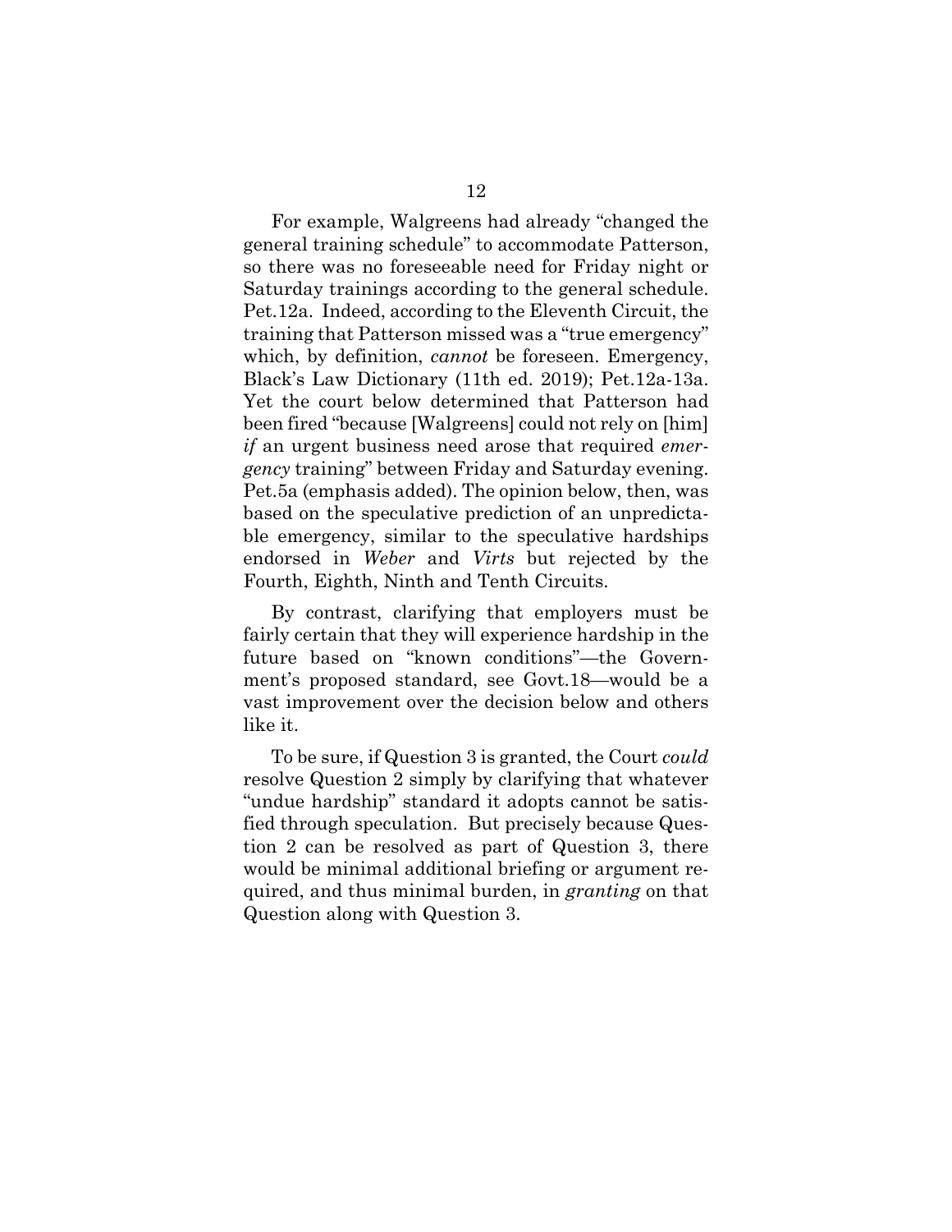For example, Walgreens had already "changed the general training schedule" to accommodate Patterson, so there was no foreseeable need for Friday night or Saturday trainings according to the general schedule. Pet.12a. Indeed, according to the Eleventh Circuit, the training that Patterson missed was a "true emergency" which, by definition, *cannot* be foreseen. Emergency, Black's Law Dictionary (11th ed. 2019); Pet.12a-13a. Yet the court below determined that Patterson had been fired "because [Walgreens] could not rely on [him] *if* an urgent business need arose that required *emergency* training" between Friday and Saturday evening. Pet.5a (emphasis added). The opinion below, then, was based on the speculative prediction of an unpredictable emergency, similar to the speculative hardships endorsed in *Weber* and *Virts* but rejected by the Fourth, Eighth, Ninth and Tenth Circuits.

By contrast, clarifying that employers must be fairly certain that they will experience hardship in the future based on "known conditions"—the Government's proposed standard, see Govt.18—would be a vast improvement over the decision below and others like it.

To be sure, if Question 3 is granted, the Court *could* resolve Question 2 simply by clarifying that whatever "undue hardship" standard it adopts cannot be satisfied through speculation. But precisely because Question 2 can be resolved as part of Question 3, there would be minimal additional briefing or argument required, and thus minimal burden, in *granting* on that Question along with Question 3.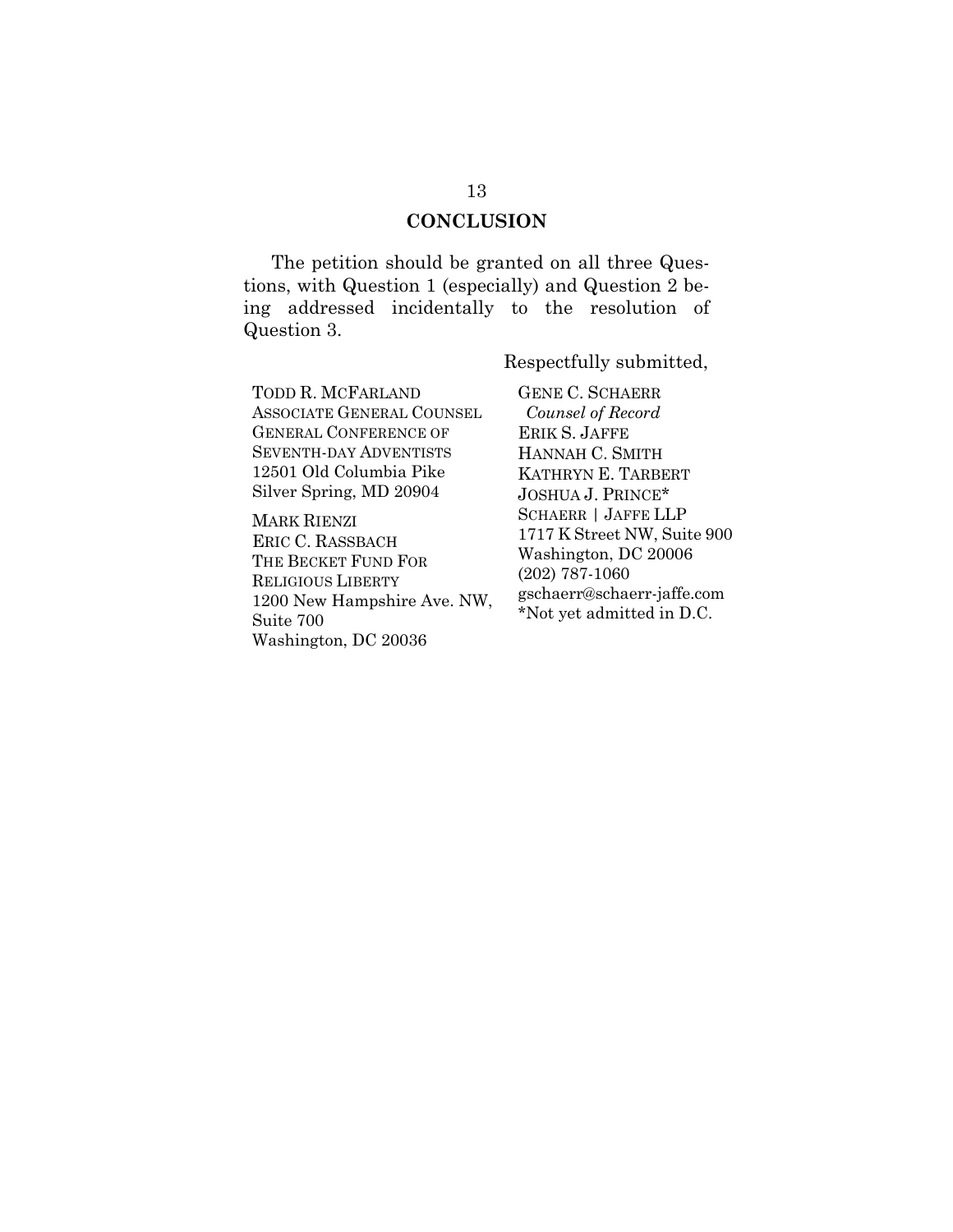## CONCLUSION

The petition should be granted on all three Questions, with Question 1 (especially) and Question 2 being addressed incidentally to the resolution of Question 3.

Respectfully submitted,

GENE C. SCHAERR  
*Counsel of Record*  
ERIK S. JAFFE  
HANNAH C. SMITH  
KATHRYN E. TARBERT  
JOSHUA J. PRINCE*  
SCHAERR | JAFFE LLP  
1717 K Street NW, Suite 900  
Washington, DC 20006  
(202) 787-1060  
gschaerr@schaerr-jaffe.com  
*Not yet admitted in D.C.

TODD R. MCFARLAND  
ASSOCIATE GENERAL COUNSEL  
GENERAL CONFERENCE OF SEVENTH-DAY ADVENTISTS  
12501 Old Columbia Pike  
Silver Spring, MD 20904

MARK RIENZI  
ERIC C. RASSBACH  
THE BECKET FUND FOR RELIGIOUS LIBERTY  
1200 New Hampshire Ave. NW, Suite 700  
Washington, DC 20036